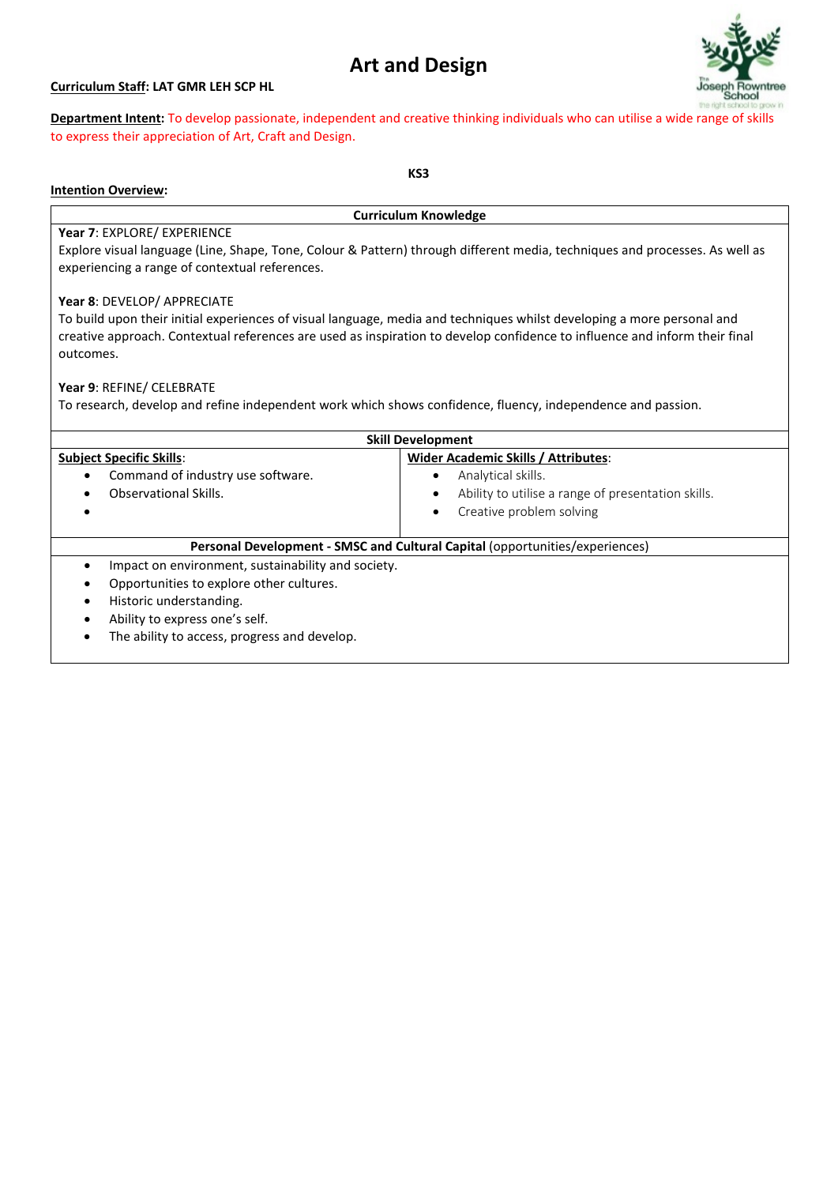# Art and Design

**Curriculum Staff: LAT GMR LEH SCP HL**

**Department Intent:** To develop passionate, independent and creative thinking individuals who can utilise a wide range of skills to express their appreciation of Art, Craft and Design.

**KS3**

**Intention Overview:**

| Curriculum Knowledge | |
|---|---|
| **Year 7**: EXPLORE/ EXPERIENCE<br>Explore visual language (Line, Shape, Tone, Colour & Pattern) through different media, techniques and processes. As well as experiencing a range of contextual references.<br><br>**Year 8**: DEVELOP/ APPRECIATE<br>To build upon their initial experiences of visual language, media and techniques whilst developing a more personal and creative approach. Contextual references are used as inspiration to develop confidence to influence and inform their final outcomes.<br><br>**Year 9**: REFINE/ CELEBRATE<br>To research, develop and refine independent work which shows confidence, fluency, independence and passion. | |
| **Skill Development** | |
| **Subject Specific Skills**:<br>• Command of industry use software.<br>• Observational Skills.<br>• | **Wider Academic Skills / Attributes**:<br>• Analytical skills.<br>• Ability to utilise a range of presentation skills.<br>• Creative problem solving |
| **Personal Development - SMSC and Cultural Capital** (opportunities/experiences) | |
| • Impact on environment, sustainability and society.<br>• Opportunities to explore other cultures.<br>• Historic understanding.<br>• Ability to express one's self.<br>• The ability to access, progress and develop. | |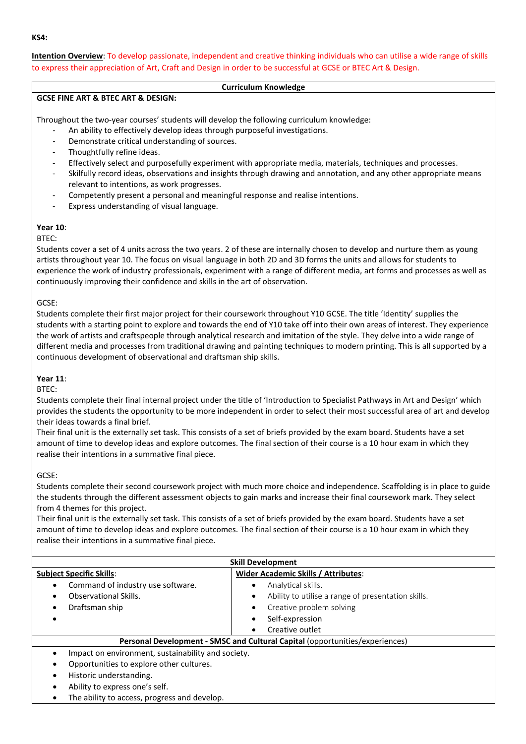**KS4:**

**Intention Overview**: To develop passionate, independent and creative thinking individuals who can utilise a wide range of skills to express their appreciation of Art, Craft and Design in order to be successful at GCSE or BTEC Art & Design.

## Curriculum Knowledge

**GCSE FINE ART & BTEC ART & DESIGN:**

Throughout the two-year courses' students will develop the following curriculum knowledge:

- An ability to effectively develop ideas through purposeful investigations.
- Demonstrate critical understanding of sources.
- Thoughtfully refine ideas.
- Effectively select and purposefully experiment with appropriate media, materials, techniques and processes.
- Skilfully record ideas, observations and insights through drawing and annotation, and any other appropriate means relevant to intentions, as work progresses.
- Competently present a personal and meaningful response and realise intentions.
- Express understanding of visual language.

**Year 10**:

BTEC:

Students cover a set of 4 units across the two years. 2 of these are internally chosen to develop and nurture them as young artists throughout year 10. The focus on visual language in both 2D and 3D forms the units and allows for students to experience the work of industry professionals, experiment with a range of different media, art forms and processes as well as continuously improving their confidence and skills in the art of observation.

GCSE:

Students complete their first major project for their coursework throughout Y10 GCSE. The title 'Identity' supplies the students with a starting point to explore and towards the end of Y10 take off into their own areas of interest. They experience the work of artists and craftspeople through analytical research and imitation of the style. They delve into a wide range of different media and processes from traditional drawing and painting techniques to modern printing. This is all supported by a continuous development of observational and draftsman ship skills.

**Year 11**:

BTEC:

Students complete their final internal project under the title of 'Introduction to Specialist Pathways in Art and Design' which provides the students the opportunity to be more independent in order to select their most successful area of art and develop their ideas towards a final brief.

Their final unit is the externally set task. This consists of a set of briefs provided by the exam board. Students have a set amount of time to develop ideas and explore outcomes. The final section of their course is a 10 hour exam in which they realise their intentions in a summative final piece.

GCSE:

Students complete their second coursework project with much more choice and independence. Scaffolding is in place to guide the students through the different assessment objects to gain marks and increase their final coursework mark. They select from 4 themes for this project.

Their final unit is the externally set task. This consists of a set of briefs provided by the exam board. Students have a set amount of time to develop ideas and explore outcomes. The final section of their course is a 10 hour exam in which they realise their intentions in a summative final piece.

## Skill Development

| **Subject Specific Skills**: | **Wider Academic Skills / Attributes**: |
|---|---|
| • Command of industry use software. | • Analytical skills. |
| • Observational Skills. | • Ability to utilise a range of presentation skills. |
| • Draftsman ship | • Creative problem solving |
| • | • Self-expression |
| | • Creative outlet |

## Personal Development - SMSC and Cultural Capital (opportunities/experiences)

- Impact on environment, sustainability and society.
- Opportunities to explore other cultures.
- Historic understanding.
- Ability to express one's self.
- The ability to access, progress and develop.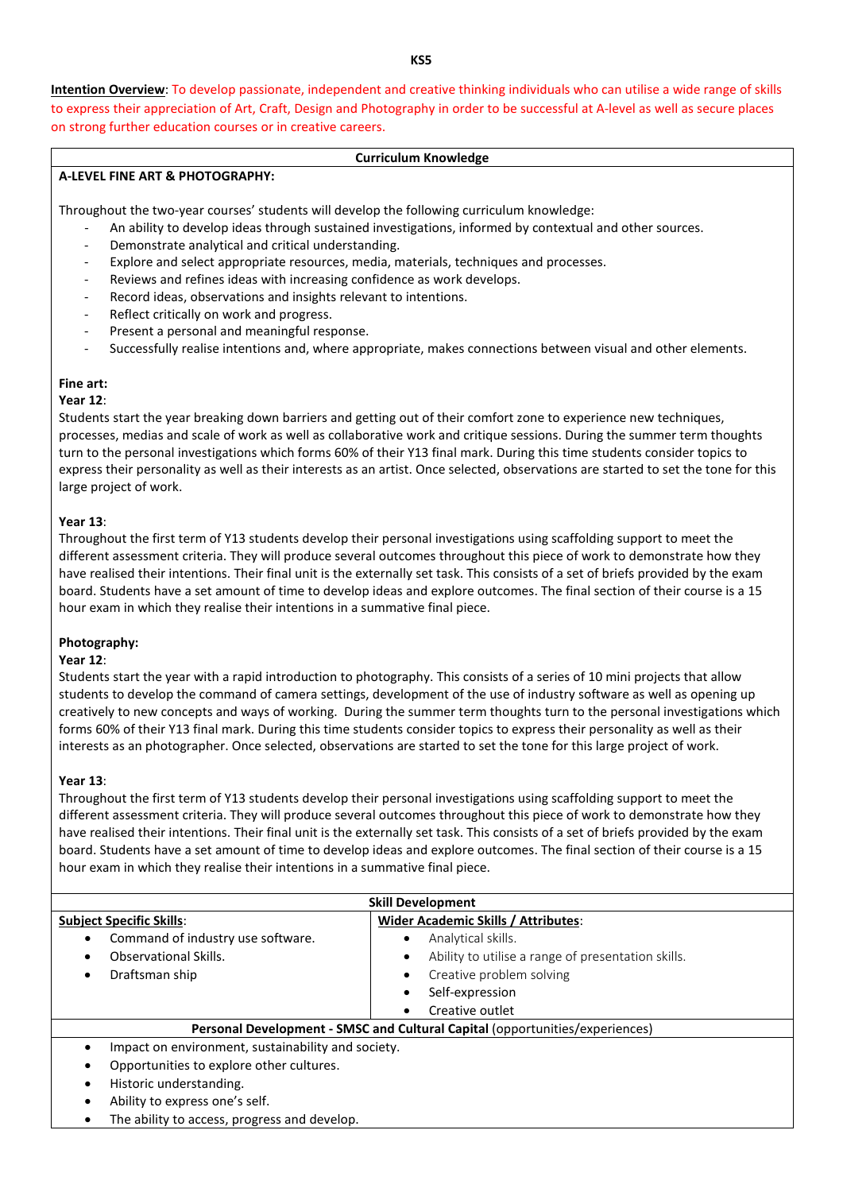# KS5

**Intention Overview**: To develop passionate, independent and creative thinking individuals who can utilise a wide range of skills to express their appreciation of Art, Craft, Design and Photography in order to be successful at A-level as well as secure places on strong further education courses or in creative careers.

## Curriculum Knowledge

**A-LEVEL FINE ART & PHOTOGRAPHY:**

Throughout the two-year courses' students will develop the following curriculum knowledge:

- An ability to develop ideas through sustained investigations, informed by contextual and other sources.
- Demonstrate analytical and critical understanding.
- Explore and select appropriate resources, media, materials, techniques and processes.
- Reviews and refines ideas with increasing confidence as work develops.
- Record ideas, observations and insights relevant to intentions.
- Reflect critically on work and progress.
- Present a personal and meaningful response.
- Successfully realise intentions and, where appropriate, makes connections between visual and other elements.

**Fine art:**

**Year 12**:

Students start the year breaking down barriers and getting out of their comfort zone to experience new techniques, processes, medias and scale of work as well as collaborative work and critique sessions. During the summer term thoughts turn to the personal investigations which forms 60% of their Y13 final mark. During this time students consider topics to express their personality as well as their interests as an artist. Once selected, observations are started to set the tone for this large project of work.

**Year 13**:

Throughout the first term of Y13 students develop their personal investigations using scaffolding support to meet the different assessment criteria. They will produce several outcomes throughout this piece of work to demonstrate how they have realised their intentions. Their final unit is the externally set task. This consists of a set of briefs provided by the exam board. Students have a set amount of time to develop ideas and explore outcomes. The final section of their course is a 15 hour exam in which they realise their intentions in a summative final piece.

**Photography:**

**Year 12**:

Students start the year with a rapid introduction to photography. This consists of a series of 10 mini projects that allow students to develop the command of camera settings, development of the use of industry software as well as opening up creatively to new concepts and ways of working. During the summer term thoughts turn to the personal investigations which forms 60% of their Y13 final mark. During this time students consider topics to express their personality as well as their interests as an photographer. Once selected, observations are started to set the tone for this large project of work.

**Year 13**:

Throughout the first term of Y13 students develop their personal investigations using scaffolding support to meet the different assessment criteria. They will produce several outcomes throughout this piece of work to demonstrate how they have realised their intentions. Their final unit is the externally set task. This consists of a set of briefs provided by the exam board. Students have a set amount of time to develop ideas and explore outcomes. The final section of their course is a 15 hour exam in which they realise their intentions in a summative final piece.

## Skill Development

| **Subject Specific Skills**: | **Wider Academic Skills / Attributes**: |
|---|---|
| • Command of industry use software.<br>• Observational Skills.<br>• Draftsman ship | • Analytical skills.<br>• Ability to utilise a range of presentation skills.<br>• Creative problem solving<br>• Self-expression<br>• Creative outlet |

## Personal Development - SMSC and Cultural Capital (opportunities/experiences)

- Impact on environment, sustainability and society.
- Opportunities to explore other cultures.
- Historic understanding.
- Ability to express one's self.
- The ability to access, progress and develop.